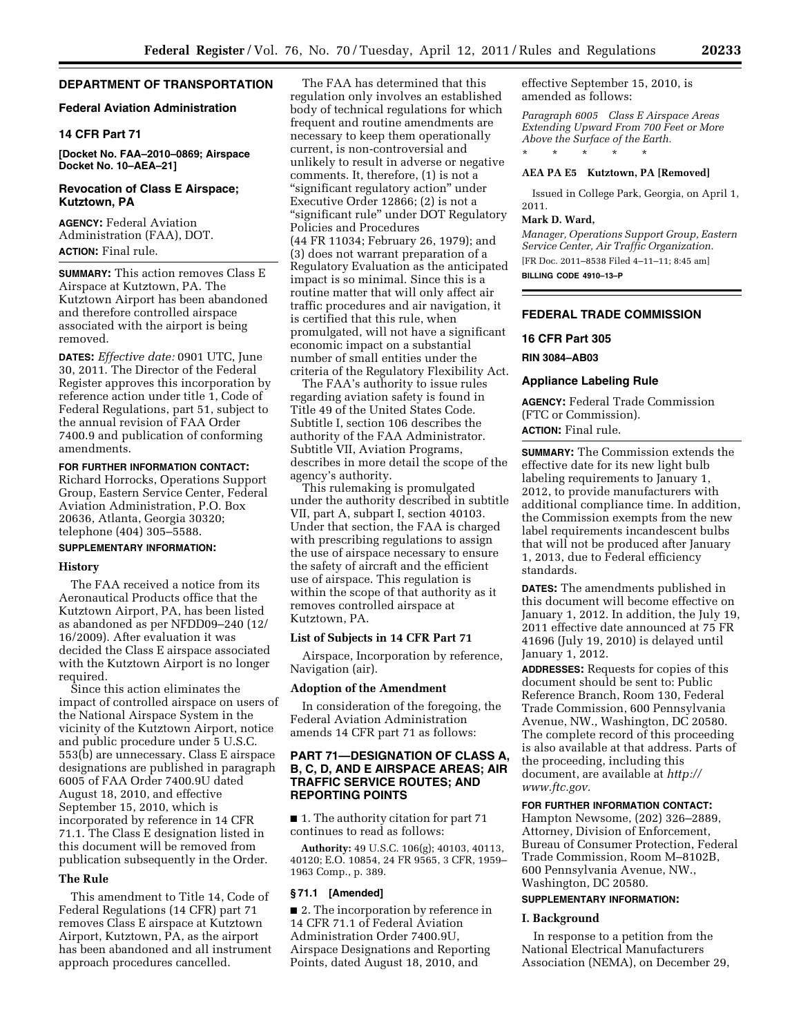## DEPARTMENT OF TRANSPORTATION

### Federal Aviation Administration

### 14 CFR Part 71

**[Docket No. FAA–2010–0869; Airspace Docket No. 10–AEA–21]**

### Revocation of Class E Airspace; Kutztown, PA

**AGENCY:** Federal Aviation Administration (FAA), DOT.

**ACTION:** Final rule.

**SUMMARY:** This action removes Class E Airspace at Kutztown, PA. The Kutztown Airport has been abandoned and therefore controlled airspace associated with the airport is being removed.

**DATES:** *Effective date:* 0901 UTC, June 30, 2011. The Director of the Federal Register approves this incorporation by reference action under title 1, Code of Federal Regulations, part 51, subject to the annual revision of FAA Order 7400.9 and publication of conforming amendments.

**FOR FURTHER INFORMATION CONTACT:** Richard Horrocks, Operations Support Group, Eastern Service Center, Federal Aviation Administration, P.O. Box 20636, Atlanta, Georgia 30320; telephone (404) 305–5588.

**SUPPLEMENTARY INFORMATION:**

#### History

The FAA received a notice from its Aeronautical Products office that the Kutztown Airport, PA, has been listed as abandoned as per NFDD09–240 (12/16/2009). After evaluation it was decided the Class E airspace associated with the Kutztown Airport is no longer required.

Since this action eliminates the impact of controlled airspace on users of the National Airspace System in the vicinity of the Kutztown Airport, notice and public procedure under 5 U.S.C. 553(b) are unnecessary. Class E airspace designations are published in paragraph 6005 of FAA Order 7400.9U dated August 18, 2010, and effective September 15, 2010, which is incorporated by reference in 14 CFR 71.1. The Class E designation listed in this document will be removed from publication subsequently in the Order.

#### The Rule

This amendment to Title 14, Code of Federal Regulations (14 CFR) part 71 removes Class E airspace at Kutztown Airport, Kutztown, PA, as the airport has been abandoned and all instrument approach procedures cancelled.

The FAA has determined that this regulation only involves an established body of technical regulations for which frequent and routine amendments are necessary to keep them operationally current, is non-controversial and unlikely to result in adverse or negative comments. It, therefore, (1) is not a "significant regulatory action" under Executive Order 12866; (2) is not a "significant rule" under DOT Regulatory Policies and Procedures (44 FR 11034; February 26, 1979); and (3) does not warrant preparation of a Regulatory Evaluation as the anticipated impact is so minimal. Since this is a routine matter that will only affect air traffic procedures and air navigation, it is certified that this rule, when promulgated, will not have a significant economic impact on a substantial number of small entities under the criteria of the Regulatory Flexibility Act.

The FAA's authority to issue rules regarding aviation safety is found in Title 49 of the United States Code. Subtitle I, section 106 describes the authority of the FAA Administrator. Subtitle VII, Aviation Programs, describes in more detail the scope of the agency's authority.

This rulemaking is promulgated under the authority described in subtitle VII, part A, subpart I, section 40103. Under that section, the FAA is charged with prescribing regulations to assign the use of airspace necessary to ensure the safety of aircraft and the efficient use of airspace. This regulation is within the scope of that authority as it removes controlled airspace at Kutztown, PA.

#### List of Subjects in 14 CFR Part 71

Airspace, Incorporation by reference, Navigation (air).

#### Adoption of the Amendment

In consideration of the foregoing, the Federal Aviation Administration amends 14 CFR part 71 as follows:

### PART 71—DESIGNATION OF CLASS A, B, C, D, AND E AIRSPACE AREAS; AIR TRAFFIC SERVICE ROUTES; AND REPORTING POINTS

■ 1. The authority citation for part 71 continues to read as follows:

**Authority:** 49 U.S.C. 106(g); 40103, 40113, 40120; E.O. 10854, 24 FR 9565, 3 CFR, 1959–1963 Comp., p. 389.

#### § 71.1 [Amended]

■ 2. The incorporation by reference in 14 CFR 71.1 of Federal Aviation Administration Order 7400.9U, Airspace Designations and Reporting Points, dated August 18, 2010, and effective September 15, 2010, is amended as follows:

*Paragraph 6005 Class E Airspace Areas Extending Upward From 700 Feet or More Above the Surface of the Earth.*

\* \* \* \* \*

**AEA PA E5 Kutztown, PA [Removed]**

Issued in College Park, Georgia, on April 1, 2011.

**Mark D. Ward,**

*Manager, Operations Support Group, Eastern Service Center, Air Traffic Organization.*

[FR Doc. 2011–8538 Filed 4–11–11; 8:45 am]

**BILLING CODE 4910–13–P**

---

## FEDERAL TRADE COMMISSION

### 16 CFR Part 305

**RIN 3084–AB03**

### Appliance Labeling Rule

**AGENCY:** Federal Trade Commission (FTC or Commission).

**ACTION:** Final rule.

**SUMMARY:** The Commission extends the effective date for its new light bulb labeling requirements to January 1, 2012, to provide manufacturers with additional compliance time. In addition, the Commission exempts from the new label requirements incandescent bulbs that will not be produced after January 1, 2013, due to Federal efficiency standards.

**DATES:** The amendments published in this document will become effective on January 1, 2012. In addition, the July 19, 2011 effective date announced at 75 FR 41696 (July 19, 2010) is delayed until January 1, 2012.

**ADDRESSES:** Requests for copies of this document should be sent to: Public Reference Branch, Room 130, Federal Trade Commission, 600 Pennsylvania Avenue, NW., Washington, DC 20580. The complete record of this proceeding is also available at that address. Parts of the proceeding, including this document, are available at *http://www.ftc.gov.*

**FOR FURTHER INFORMATION CONTACT:** Hampton Newsome, (202) 326–2889, Attorney, Division of Enforcement, Bureau of Consumer Protection, Federal Trade Commission, Room M–8102B, 600 Pennsylvania Avenue, NW., Washington, DC 20580.

**SUPPLEMENTARY INFORMATION:**

#### I. Background

In response to a petition from the National Electrical Manufacturers Association (NEMA), on December 29,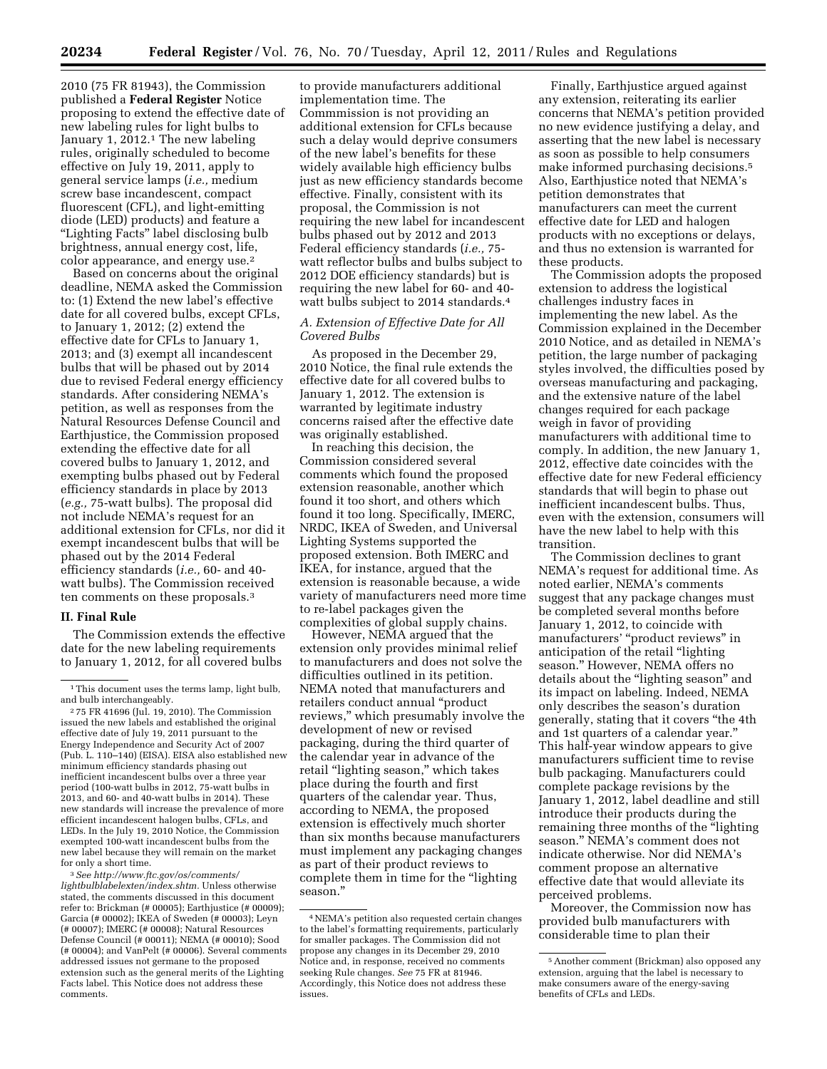2010 (75 FR 81943), the Commission published a **Federal Register** Notice proposing to extend the effective date of new labeling rules for light bulbs to January 1, 2012.[1] The new labeling rules, originally scheduled to become effective on July 19, 2011, apply to general service lamps (*i.e.,* medium screw base incandescent, compact fluorescent (CFL), and light-emitting diode (LED) products) and feature a "Lighting Facts" label disclosing bulb brightness, annual energy cost, life, color appearance, and energy use.[2]

Based on concerns about the original deadline, NEMA asked the Commission to: (1) Extend the new label's effective date for all covered bulbs, except CFLs, to January 1, 2012; (2) extend the effective date for CFLs to January 1, 2013; and (3) exempt all incandescent bulbs that will be phased out by 2014 due to revised Federal energy efficiency standards. After considering NEMA's petition, as well as responses from the Natural Resources Defense Council and Earthjustice, the Commission proposed extending the effective date for all covered bulbs to January 1, 2012, and exempting bulbs phased out by Federal efficiency standards in place by 2013 (*e.g.,* 75-watt bulbs). The proposal did not include NEMA's request for an additional extension for CFLs, nor did it exempt incandescent bulbs that will be phased out by the 2014 Federal efficiency standards (*i.e.,* 60- and 40-watt bulbs). The Commission received ten comments on these proposals.[3]

## II. Final Rule

The Commission extends the effective date for the new labeling requirements to January 1, 2012, for all covered bulbs to provide manufacturers additional implementation time. The Commmission is not providing an additional extension for CFLs because such a delay would deprive consumers of the new label's benefits for these widely available high efficiency bulbs just as new efficiency standards become effective. Finally, consistent with its proposal, the Commission is not requiring the new label for incandescent bulbs phased out by 2012 and 2013 Federal efficiency standards (*i.e.,* 75-watt reflector bulbs and bulbs subject to 2012 DOE efficiency standards) but is requiring the new label for 60- and 40-watt bulbs subject to 2014 standards.[4]

### *A. Extension of Effective Date for All Covered Bulbs*

As proposed in the December 29, 2010 Notice, the final rule extends the effective date for all covered bulbs to January 1, 2012. The extension is warranted by legitimate industry concerns raised after the effective date was originally established.

In reaching this decision, the Commission considered several comments which found the proposed extension reasonable, another which found it too short, and others which found it too long. Specifically, IMERC, NRDC, IKEA of Sweden, and Universal Lighting Systems supported the proposed extension. Both IMERC and IKEA, for instance, argued that the extension is reasonable because, a wide variety of manufacturers need more time to re-label packages given the complexities of global supply chains.

However, NEMA argued that the extension only provides minimal relief to manufacturers and does not solve the difficulties outlined in its petition. NEMA noted that manufacturers and retailers conduct annual "product reviews," which presumably involve the development of new or revised packaging, during the third quarter of the calendar year in advance of the retail "lighting season," which takes place during the fourth and first quarters of the calendar year. Thus, according to NEMA, the proposed extension is effectively much shorter than six months because manufacturers must implement any packaging changes as part of their product reviews to complete them in time for the "lighting season."

Finally, Earthjustice argued against any extension, reiterating its earlier concerns that NEMA's petition provided no new evidence justifying a delay, and asserting that the new label is necessary as soon as possible to help consumers make informed purchasing decisions.[5] Also, Earthjustice noted that NEMA's petition demonstrates that manufacturers can meet the current effective date for LED and halogen products with no exceptions or delays, and thus no extension is warranted for these products.

The Commission adopts the proposed extension to address the logistical challenges industry faces in implementing the new label. As the Commission explained in the December 2010 Notice, and as detailed in NEMA's petition, the large number of packaging styles involved, the difficulties posed by overseas manufacturing and packaging, and the extensive nature of the label changes required for each package weigh in favor of providing manufacturers with additional time to comply. In addition, the new January 1, 2012, effective date coincides with the effective date for new Federal efficiency standards that will begin to phase out inefficient incandescent bulbs. Thus, even with the extension, consumers will have the new label to help with this transition.

The Commission declines to grant NEMA's request for additional time. As noted earlier, NEMA's comments suggest that any package changes must be completed several months before January 1, 2012, to coincide with manufacturers' "product reviews" in anticipation of the retail "lighting season." However, NEMA offers no details about the "lighting season" and its impact on labeling. Indeed, NEMA only describes the season's duration generally, stating that it covers "the 4th and 1st quarters of a calendar year." This half-year window appears to give manufacturers sufficient time to revise bulb packaging. Manufacturers could complete package revisions by the January 1, 2012, label deadline and still introduce their products during the remaining three months of the "lighting season." NEMA's comment does not indicate otherwise. Nor did NEMA's comment propose an alternative effective date that would alleviate its perceived problems.

Moreover, the Commission now has provided bulb manufacturers with considerable time to plan their

---

[1] This document uses the terms lamp, light bulb, and bulb interchangeably.

[2] 75 FR 41696 (Jul. 19, 2010). The Commission issued the new labels and established the original effective date of July 19, 2011 pursuant to the Energy Independence and Security Act of 2007 (Pub. L. 110–140) (EISA). EISA also established new minimum efficiency standards phasing out inefficient incandescent bulbs over a three year period (100-watt bulbs in 2012, 75-watt bulbs in 2013, and 60- and 40-watt bulbs in 2014). These new standards will increase the prevalence of more efficient incandescent halogen bulbs, CFLs, and LEDs. In the July 19, 2010 Notice, the Commission exempted 100-watt incandescent bulbs from the new label because they will remain on the market for only a short time.

[3] *See http://www.ftc.gov/os/comments/lightbulblabelexten/index.shtm.* Unless otherwise stated, the comments discussed in this document refer to: Brickman (# 00005); Earthjustice (# 00009); Garcia (# 00002); IKEA of Sweden (# 00003); Leyn (# 00007); IMERC (# 00008); Natural Resources Defense Council (# 00011); NEMA (# 00010); Sood (# 00004); and VanPelt (# 00006). Several comments addressed issues not germane to the proposed extension such as the general merits of the Lighting Facts label. This Notice does not address these comments.

[4] NEMA's petition also requested certain changes to the label's formatting requirements, particularly for smaller packages. The Commission did not propose any changes in its December 29, 2010 Notice, and in response, received no comments seeking Rule changes. *See* 75 FR at 81946. Accordingly, this Notice does not address these issues.

[5] Another comment (Brickman) also opposed any extension, arguing that the label is necessary to make consumers aware of the energy-saving benefits of CFLs and LEDs.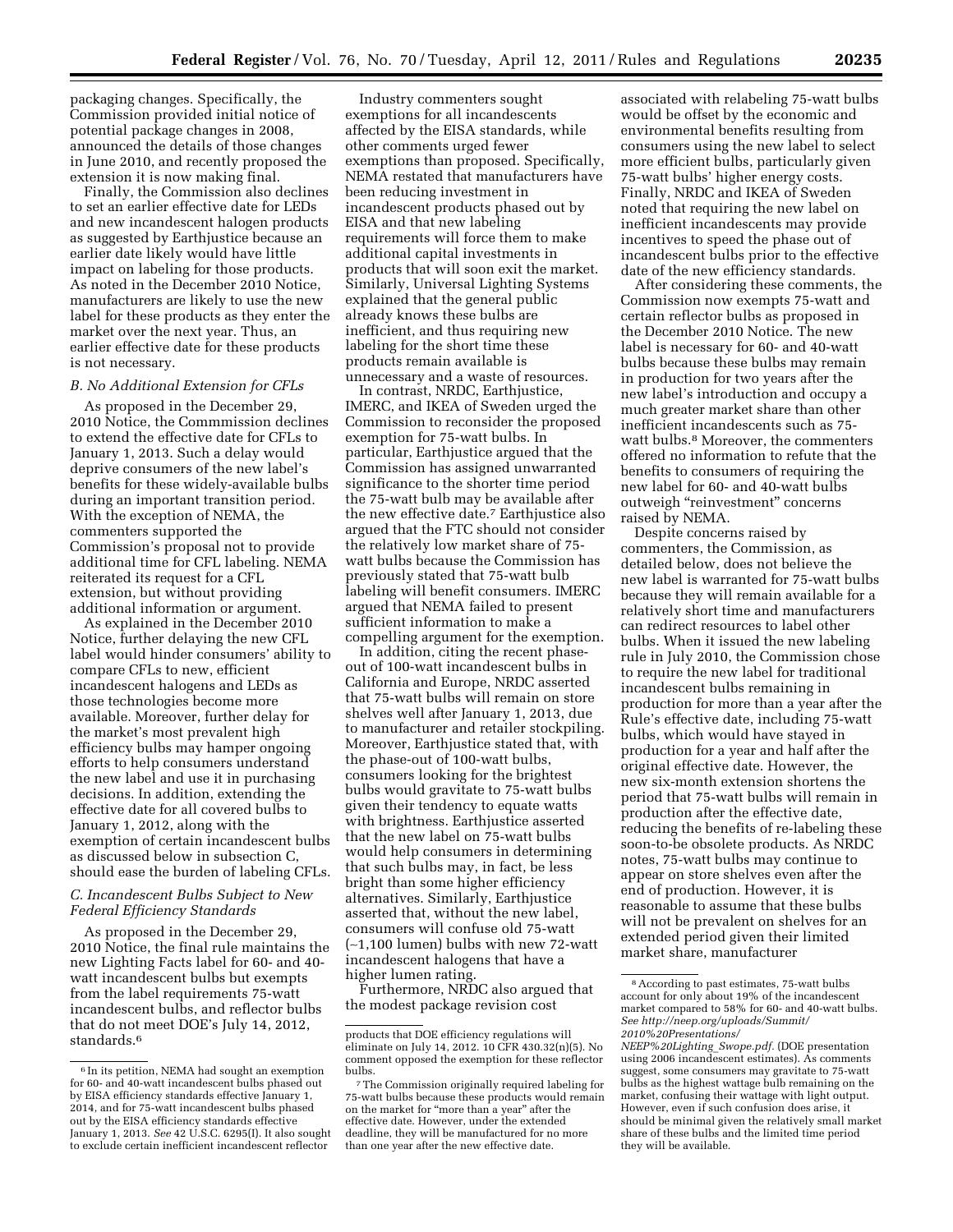packaging changes. Specifically, the Commission provided initial notice of potential package changes in 2008, announced the details of those changes in June 2010, and recently proposed the extension it is now making final.

Finally, the Commission also declines to set an earlier effective date for LEDs and new incandescent halogen products as suggested by Earthjustice because an earlier date likely would have little impact on labeling for those products. As noted in the December 2010 Notice, manufacturers are likely to use the new label for these products as they enter the market over the next year. Thus, an earlier effective date for these products is not necessary.

### *B. No Additional Extension for CFLs*

As proposed in the December 29, 2010 Notice, the Commmission declines to extend the effective date for CFLs to January 1, 2013. Such a delay would deprive consumers of the new label's benefits for these widely-available bulbs during an important transition period. With the exception of NEMA, the commenters supported the Commission's proposal not to provide additional time for CFL labeling. NEMA reiterated its request for a CFL extension, but without providing additional information or argument.

As explained in the December 2010 Notice, further delaying the new CFL label would hinder consumers' ability to compare CFLs to new, efficient incandescent halogens and LEDs as those technologies become more available. Moreover, further delay for the market's most prevalent high efficiency bulbs may hamper ongoing efforts to help consumers understand the new label and use it in purchasing decisions. In addition, extending the effective date for all covered bulbs to January 1, 2012, along with the exemption of certain incandescent bulbs as discussed below in subsection C, should ease the burden of labeling CFLs.

### *C. Incandescent Bulbs Subject to New Federal Efficiency Standards*

As proposed in the December 29, 2010 Notice, the final rule maintains the new Lighting Facts label for 60- and 40-watt incandescent bulbs but exempts from the label requirements 75-watt incandescent bulbs, and reflector bulbs that do not meet DOE's July 14, 2012, standards.[6]

Industry commenters sought exemptions for all incandescents affected by the EISA standards, while other comments urged fewer exemptions than proposed. Specifically, NEMA restated that manufacturers have been reducing investment in incandescent products phased out by EISA and that new labeling requirements will force them to make additional capital investments in products that will soon exit the market. Similarly, Universal Lighting Systems explained that the general public already knows these bulbs are inefficient, and thus requiring new labeling for the short time these products remain available is unnecessary and a waste of resources.

In contrast, NRDC, Earthjustice, IMERC, and IKEA of Sweden urged the Commission to reconsider the proposed exemption for 75-watt bulbs. In particular, Earthjustice argued that the Commission has assigned unwarranted significance to the shorter time period the 75-watt bulb may be available after the new effective date.[7] Earthjustice also argued that the FTC should not consider the relatively low market share of 75-watt bulbs because the Commission has previously stated that 75-watt bulb labeling will benefit consumers. IMERC argued that NEMA failed to present sufficient information to make a compelling argument for the exemption.

In addition, citing the recent phase-out of 100-watt incandescent bulbs in California and Europe, NRDC asserted that 75-watt bulbs will remain on store shelves well after January 1, 2013, due to manufacturer and retailer stockpiling. Moreover, Earthjustice stated that, with the phase-out of 100-watt bulbs, consumers looking for the brightest bulbs would gravitate to 75-watt bulbs given their tendency to equate watts with brightness. Earthjustice asserted that the new label on 75-watt bulbs would help consumers in determining that such bulbs may, in fact, be less bright than some higher efficiency alternatives. Similarly, Earthjustice asserted that, without the new label, consumers will confuse old 75-watt (~1,100 lumen) bulbs with new 72-watt incandescent halogens that have a higher lumen rating.

Furthermore, NRDC also argued that the modest package revision cost associated with relabeling 75-watt bulbs would be offset by the economic and environmental benefits resulting from consumers using the new label to select more efficient bulbs, particularly given 75-watt bulbs' higher energy costs. Finally, NRDC and IKEA of Sweden noted that requiring the new label on inefficient incandescents may provide incentives to speed the phase out of incandescent bulbs prior to the effective date of the new efficiency standards.

After considering these comments, the Commission now exempts 75-watt and certain reflector bulbs as proposed in the December 2010 Notice. The new label is necessary for 60- and 40-watt bulbs because these bulbs may remain in production for two years after the new label's introduction and occupy a much greater market share than other inefficient incandescents such as 75-watt bulbs.[8] Moreover, the commenters offered no information to refute that the benefits to consumers of requiring the new label for 60- and 40-watt bulbs outweigh "reinvestment" concerns raised by NEMA.

Despite concerns raised by commenters, the Commission, as detailed below, does not believe the new label is warranted for 75-watt bulbs because they will remain available for a relatively short time and manufacturers can redirect resources to label other bulbs. When it issued the new labeling rule in July 2010, the Commission chose to require the new label for traditional incandescent bulbs remaining in production for more than a year after the Rule's effective date, including 75-watt bulbs, which would have stayed in production for a year and half after the original effective date. However, the new six-month extension shortens the period that 75-watt bulbs will remain in production after the effective date, reducing the benefits of re-labeling these soon-to-be obsolete products. As NRDC notes, 75-watt bulbs may continue to appear on store shelves even after the end of production. However, it is reasonable to assume that these bulbs will not be prevalent on shelves for an extended period given their limited market share, manufacturer

---

[6] In its petition, NEMA had sought an exemption for 60- and 40-watt incandescent bulbs phased out by EISA efficiency standards effective January 1, 2014, and for 75-watt incandescent bulbs phased out by the EISA efficiency standards effective January 1, 2013. *See* 42 U.S.C. 6295(I). It also sought to exclude certain inefficient incandescent reflector products that DOE efficiency regulations will eliminate on July 14, 2012. 10 CFR 430.32(n)(5). No comment opposed the exemption for these reflector bulbs.

[7] The Commission originally required labeling for 75-watt bulbs because these products would remain on the market for "more than a year" after the effective date. However, under the extended deadline, they will be manufactured for no more than one year after the new effective date.

[8] According to past estimates, 75-watt bulbs account for only about 19% of the incandescent market compared to 58% for 60- and 40-watt bulbs. *See http://neep.org/uploads/Summit/2010%20Presentations/NEEP%20Lighting_Swope.pdf.* (DOE presentation using 2006 incandescent estimates). As comments suggest, some consumers may gravitate to 75-watt bulbs as the highest wattage bulb remaining on the market, confusing their wattage with light output. However, even if such confusion does arise, it should be minimal given the relatively small market share of these bulbs and the limited time period they will be available.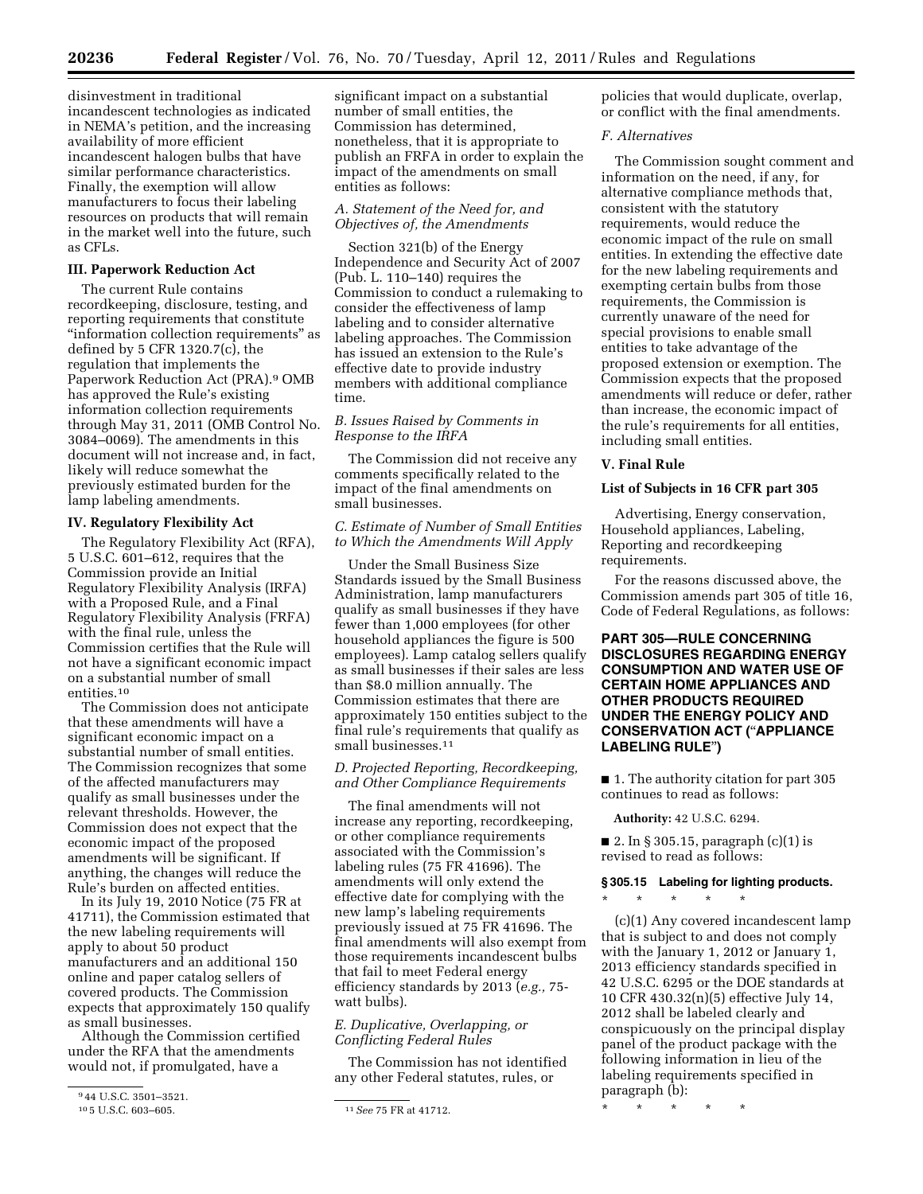disinvestment in traditional incandescent technologies as indicated in NEMA's petition, and the increasing availability of more efficient incandescent halogen bulbs that have similar performance characteristics. Finally, the exemption will allow manufacturers to focus their labeling resources on products that will remain in the market well into the future, such as CFLs.

### III. Paperwork Reduction Act

The current Rule contains recordkeeping, disclosure, testing, and reporting requirements that constitute "information collection requirements" as defined by 5 CFR 1320.7(c), the regulation that implements the Paperwork Reduction Act (PRA).[9] OMB has approved the Rule's existing information collection requirements through May 31, 2011 (OMB Control No. 3084–0069). The amendments in this document will not increase and, in fact, likely will reduce somewhat the previously estimated burden for the lamp labeling amendments.

### IV. Regulatory Flexibility Act

The Regulatory Flexibility Act (RFA), 5 U.S.C. 601–612, requires that the Commission provide an Initial Regulatory Flexibility Analysis (IRFA) with a Proposed Rule, and a Final Regulatory Flexibility Analysis (FRFA) with the final rule, unless the Commission certifies that the Rule will not have a significant economic impact on a substantial number of small entities.[10]

The Commission does not anticipate that these amendments will have a significant economic impact on a substantial number of small entities. The Commission recognizes that some of the affected manufacturers may qualify as small businesses under the relevant thresholds. However, the Commission does not expect that the economic impact of the proposed amendments will be significant. If anything, the changes will reduce the Rule's burden on affected entities.

In its July 19, 2010 Notice (75 FR at 41711), the Commission estimated that the new labeling requirements will apply to about 50 product manufacturers and an additional 150 online and paper catalog sellers of covered products. The Commission expects that approximately 150 qualify as small businesses.

Although the Commission certified under the RFA that the amendments would not, if promulgated, have a significant impact on a substantial number of small entities, the Commission has determined, nonetheless, that it is appropriate to publish an FRFA in order to explain the impact of the amendments on small entities as follows:

#### *A. Statement of the Need for, and Objectives of, the Amendments*

Section 321(b) of the Energy Independence and Security Act of 2007 (Pub. L. 110–140) requires the Commission to conduct a rulemaking to consider the effectiveness of lamp labeling and to consider alternative labeling approaches. The Commission has issued an extension to the Rule's effective date to provide industry members with additional compliance time.

#### *B. Issues Raised by Comments in Response to the IRFA*

The Commission did not receive any comments specifically related to the impact of the final amendments on small businesses.

#### *C. Estimate of Number of Small Entities to Which the Amendments Will Apply*

Under the Small Business Size Standards issued by the Small Business Administration, lamp manufacturers qualify as small businesses if they have fewer than 1,000 employees (for other household appliances the figure is 500 employees). Lamp catalog sellers qualify as small businesses if their sales are less than $8.0 million annually. The Commission estimates that there are approximately 150 entities subject to the final rule's requirements that qualify as small businesses.[11]

#### *D. Projected Reporting, Recordkeeping, and Other Compliance Requirements*

The final amendments will not increase any reporting, recordkeeping, or other compliance requirements associated with the Commission's labeling rules (75 FR 41696). The amendments will only extend the effective date for complying with the new lamp's labeling requirements previously issued at 75 FR 41696. The final amendments will also exempt from those requirements incandescent bulbs that fail to meet Federal energy efficiency standards by 2013 (*e.g.,* 75-watt bulbs).

#### *E. Duplicative, Overlapping, or Conflicting Federal Rules*

The Commission has not identified any other Federal statutes, rules, or policies that would duplicate, overlap, or conflict with the final amendments.

#### *F. Alternatives*

The Commission sought comment and information on the need, if any, for alternative compliance methods that, consistent with the statutory requirements, would reduce the economic impact of the rule on small entities. In extending the effective date for the new labeling requirements and exempting certain bulbs from those requirements, the Commission is currently unaware of the need for special provisions to enable small entities to take advantage of the proposed extension or exemption. The Commission expects that the proposed amendments will reduce or defer, rather than increase, the economic impact of the rule's requirements for all entities, including small entities.

### V. Final Rule

#### List of Subjects in 16 CFR part 305

Advertising, Energy conservation, Household appliances, Labeling, Reporting and recordkeeping requirements.

For the reasons discussed above, the Commission amends part 305 of title 16, Code of Federal Regulations, as follows:

## PART 305—RULE CONCERNING DISCLOSURES REGARDING ENERGY CONSUMPTION AND WATER USE OF CERTAIN HOME APPLIANCES AND OTHER PRODUCTS REQUIRED UNDER THE ENERGY POLICY AND CONSERVATION ACT ("APPLIANCE LABELING RULE")

■ 1. The authority citation for part 305 continues to read as follows:

**Authority:** 42 U.S.C. 6294.

■ 2. In § 305.15, paragraph (c)(1) is revised to read as follows:

### § 305.15 Labeling for lighting products.

\* \* \* \* \*

(c)(1) Any covered incandescent lamp that is subject to and does not comply with the January 1, 2012 or January 1, 2013 efficiency standards specified in 42 U.S.C. 6295 or the DOE standards at 10 CFR 430.32(n)(5) effective July 14, 2012 shall be labeled clearly and conspicuously on the principal display panel of the product package with the following information in lieu of the labeling requirements specified in paragraph (b):

\* \* \* \* \*

---

[9] 44 U.S.C. 3501–3521.

[10] 5 U.S.C. 603–605.

[11] *See* 75 FR at 41712.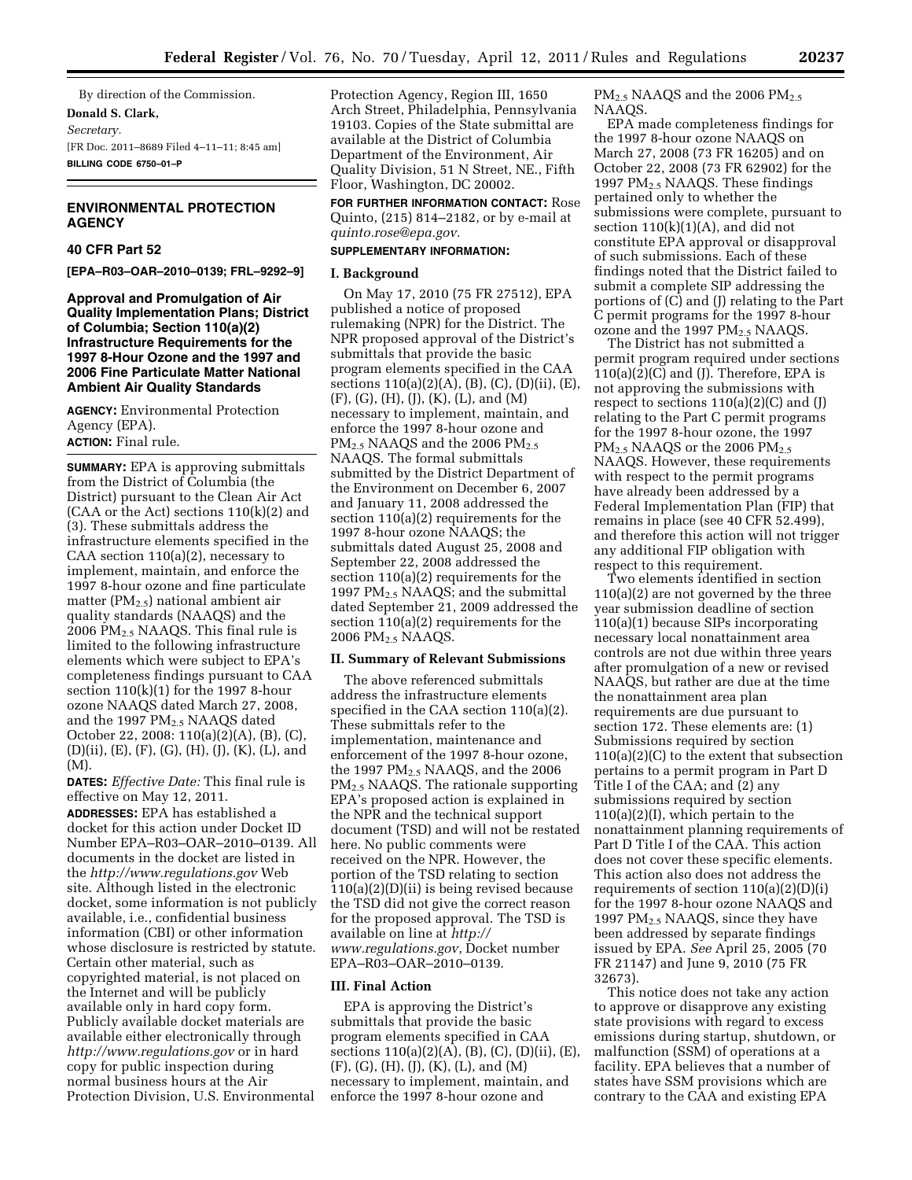By direction of the Commission.

**Donald S. Clark,**

*Secretary.*

[FR Doc. 2011–8689 Filed 4–11–11; 8:45 am]

**BILLING CODE 6750–01–P**

## ENVIRONMENTAL PROTECTION AGENCY

### 40 CFR Part 52

**[EPA–R03–OAR–2010–0139; FRL–9292–9]**

### Approval and Promulgation of Air Quality Implementation Plans; District of Columbia; Section 110(a)(2) Infrastructure Requirements for the 1997 8-Hour Ozone and the 1997 and 2006 Fine Particulate Matter National Ambient Air Quality Standards

**AGENCY:** Environmental Protection Agency (EPA).

**ACTION:** Final rule.

**SUMMARY:** EPA is approving submittals from the District of Columbia (the District) pursuant to the Clean Air Act (CAA or the Act) sections 110(k)(2) and (3). These submittals address the infrastructure elements specified in the CAA section 110(a)(2), necessary to implement, maintain, and enforce the 1997 8-hour ozone and fine particulate matter ($PM_{2.5}$) national ambient air quality standards (NAAQS) and the 2006 $PM_{2.5}$ NAAQS. This final rule is limited to the following infrastructure elements which were subject to EPA's completeness findings pursuant to CAA section 110(k)(1) for the 1997 8-hour ozone NAAQS dated March 27, 2008, and the 1997 $PM_{2.5}$ NAAQS dated October 22, 2008: 110(a)(2)(A), (B), (C), (D)(ii), (E), (F), (G), (H), (J), (K), (L), and (M).

**DATES:** *Effective Date:* This final rule is effective on May 12, 2011.

**ADDRESSES:** EPA has established a docket for this action under Docket ID Number EPA–R03–OAR–2010–0139. All documents in the docket are listed in the *http://www.regulations.gov* Web site. Although listed in the electronic docket, some information is not publicly available, i.e., confidential business information (CBI) or other information whose disclosure is restricted by statute. Certain other material, such as copyrighted material, is not placed on the Internet and will be publicly available only in hard copy form. Publicly available docket materials are available either electronically through *http://www.regulations.gov* or in hard copy for public inspection during normal business hours at the Air Protection Division, U.S. Environmental Protection Agency, Region III, 1650 Arch Street, Philadelphia, Pennsylvania 19103. Copies of the State submittal are available at the District of Columbia Department of the Environment, Air Quality Division, 51 N Street, NE., Fifth Floor, Washington, DC 20002.

**FOR FURTHER INFORMATION CONTACT:** Rose Quinto, (215) 814–2182, or by e-mail at *quinto.rose@epa.gov.*

**SUPPLEMENTARY INFORMATION:**

#### I. Background

On May 17, 2010 (75 FR 27512), EPA published a notice of proposed rulemaking (NPR) for the District. The NPR proposed approval of the District's submittals that provide the basic program elements specified in the CAA sections 110(a)(2)(A), (B), (C), (D)(ii), (E), (F), (G), (H), (J), (K), (L), and (M) necessary to implement, maintain, and enforce the 1997 8-hour ozone and $PM_{2.5}$ NAAQS and the 2006 $PM_{2.5}$ NAAQS. The formal submittals submitted by the District Department of the Environment on December 6, 2007 and January 11, 2008 addressed the section 110(a)(2) requirements for the 1997 8-hour ozone NAAQS; the submittals dated August 25, 2008 and September 22, 2008 addressed the section 110(a)(2) requirements for the 1997 $PM_{2.5}$ NAAQS; and the submittal dated September 21, 2009 addressed the section 110(a)(2) requirements for the 2006 $PM_{2.5}$ NAAQS.

#### II. Summary of Relevant Submissions

The above referenced submittals address the infrastructure elements specified in the CAA section 110(a)(2). These submittals refer to the implementation, maintenance and enforcement of the 1997 8-hour ozone, the 1997 $PM_{2.5}$ NAAQS, and the 2006 $PM_{2.5}$ NAAQS. The rationale supporting EPA's proposed action is explained in the NPR and the technical support document (TSD) and will not be restated here. No public comments were received on the NPR. However, the portion of the TSD relating to section 110(a)(2)(D)(ii) is being revised because the TSD did not give the correct reason for the proposed approval. The TSD is available on line at *http://www.regulations.gov*, Docket number EPA–R03–OAR–2010–0139.

#### III. Final Action

EPA is approving the District's submittals that provide the basic program elements specified in CAA sections 110(a)(2)(A), (B), (C), (D)(ii), (E), (F), (G), (H), (J), (K), (L), and (M) necessary to implement, maintain, and enforce the 1997 8-hour ozone and $PM_{2.5}$ NAAQS and the 2006 $PM_{2.5}$ NAAQS.

EPA made completeness findings for the 1997 8-hour ozone NAAQS on March 27, 2008 (73 FR 16205) and on October 22, 2008 (73 FR 62902) for the 1997 $PM_{2.5}$ NAAQS. These findings pertained only to whether the submissions were complete, pursuant to section 110(k)(1)(A), and did not constitute EPA approval or disapproval of such submissions. Each of these findings noted that the District failed to submit a complete SIP addressing the portions of (C) and (J) relating to the Part C permit programs for the 1997 8-hour ozone and the 1997 $PM_{2.5}$ NAAQS.

The District has not submitted a permit program required under sections 110(a)(2)(C) and (J). Therefore, EPA is not approving the submissions with respect to sections 110(a)(2)(C) and (J) relating to the Part C permit programs for the 1997 8-hour ozone, the 1997 $PM_{2.5}$ NAAQS or the 2006 $PM_{2.5}$ NAAQS. However, these requirements with respect to the permit programs have already been addressed by a Federal Implementation Plan (FIP) that remains in place (see 40 CFR 52.499), and therefore this action will not trigger any additional FIP obligation with respect to this requirement.

Two elements identified in section 110(a)(2) are not governed by the three year submission deadline of section 110(a)(1) because SIPs incorporating necessary local nonattainment area controls are not due within three years after promulgation of a new or revised NAAQS, but rather are due at the time the nonattainment area plan requirements are due pursuant to section 172. These elements are: (1) Submissions required by section 110(a)(2)(C) to the extent that subsection pertains to a permit program in Part D Title I of the CAA; and (2) any submissions required by section 110(a)(2)(I), which pertain to the nonattainment planning requirements of Part D Title I of the CAA. This action does not cover these specific elements. This action also does not address the requirements of section 110(a)(2)(D)(i) for the 1997 8-hour ozone NAAQS and 1997 $PM_{2.5}$ NAAQS, since they have been addressed by separate findings issued by EPA. *See* April 25, 2005 (70 FR 21147) and June 9, 2010 (75 FR 32673).

This notice does not take any action to approve or disapprove any existing state provisions with regard to excess emissions during startup, shutdown, or malfunction (SSM) of operations at a facility. EPA believes that a number of states have SSM provisions which are contrary to the CAA and existing EPA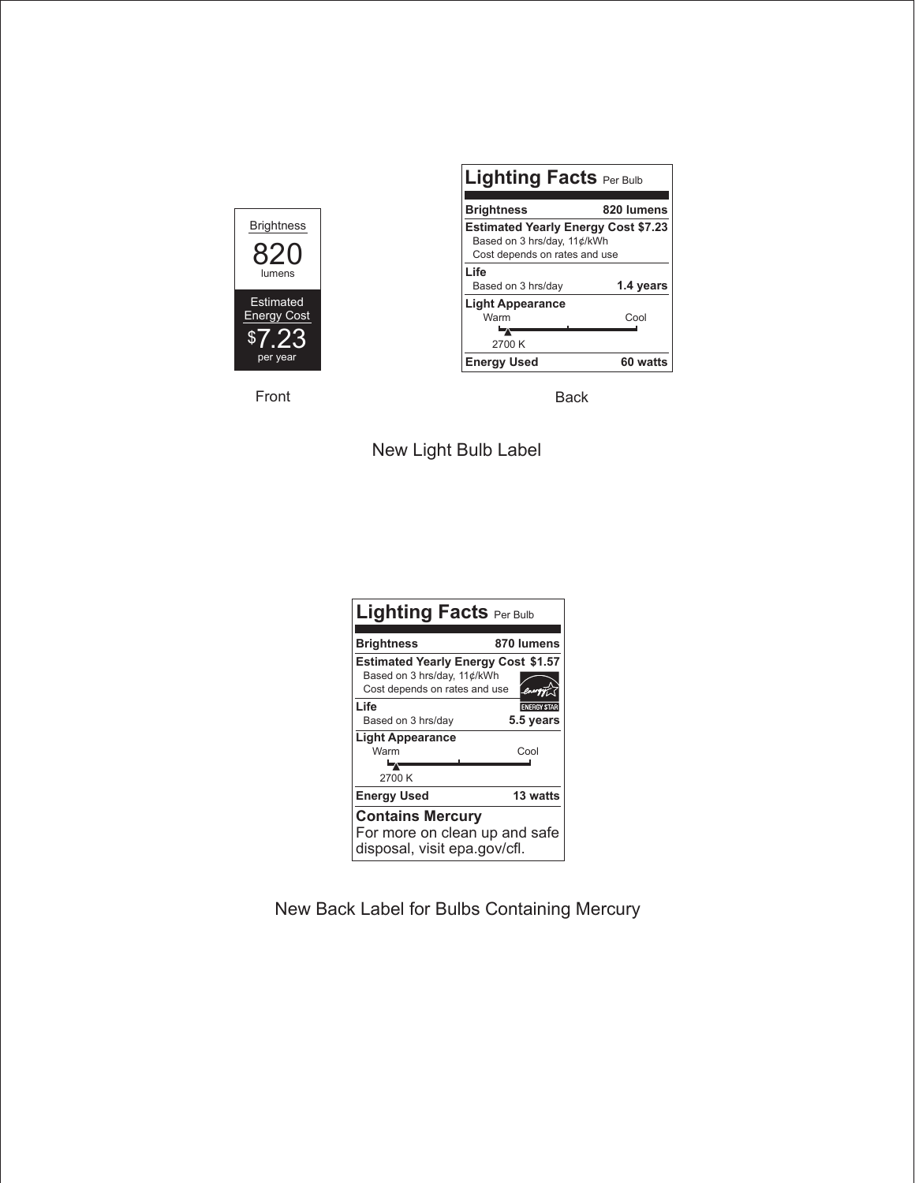**Front**

Brightness

820

lumens

Estimated Energy Cost

$7.23

per year

Front

**Back**

## Lighting Facts Per Bulb

| | |
|---|---|
| **Brightness** | **820 lumens** |
| **Estimated Yearly Energy Cost** | **$7.23** |
| Based on 3 hrs/day, 11¢/kWh | |
| Cost depends on rates and use | |
| **Life** | |
| Based on 3 hrs/day | **1.4 years** |
| **Light Appearance** | |
| Warm | Cool |
| 2700 K | |
| **Energy Used** | **60 watts** |

Back

New Light Bulb Label

## Lighting Facts Per Bulb

| | |
|---|---|
| **Brightness** | **870 lumens** |
| **Estimated Yearly Energy Cost** | **$1.57** |
| Based on 3 hrs/day, 11¢/kWh | |
| Cost depends on rates and use | ENERGY STAR |
| **Life** | |
| Based on 3 hrs/day | **5.5 years** |
| **Light Appearance** | |
| Warm | Cool |
| 2700 K | |
| **Energy Used** | **13 watts** |

**Contains Mercury**
For more on clean up and safe disposal, visit epa.gov/cfl.

New Back Label for Bulbs Containing Mercury